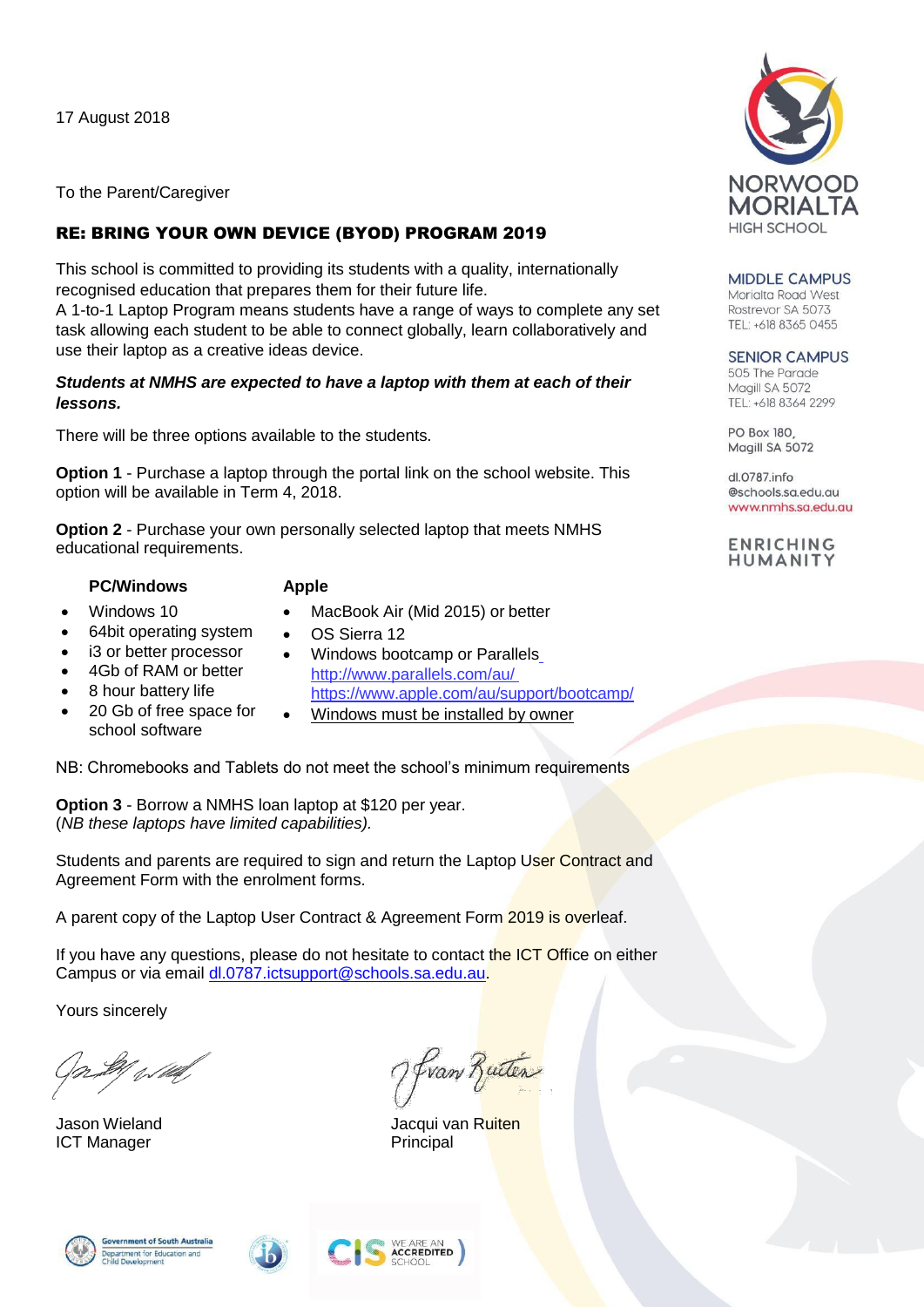17 August 2018

To the Parent/Caregiver

## RE: BRING YOUR OWN DEVICE (BYOD) PROGRAM 2019

This school is committed to providing its students with a quality, internationally recognised education that prepares them for their future life.
A 1-to-1 Laptop Program means students have a range of ways to complete any set task allowing each student to be able to connect globally, learn collaboratively and use their laptop as a creative ideas device.

***Students at NMHS are expected to have a laptop with them at each of their lessons.***

There will be three options available to the students.

**Option 1** - Purchase a laptop through the portal link on the school website. This option will be available in Term 4, 2018.

**Option 2** - Purchase your own personally selected laptop that meets NMHS educational requirements.

**PC/Windows**

- Windows 10
- 64bit operating system
- i3 or better processor
- 4Gb of RAM or better
- 8 hour battery life
- 20 Gb of free space for school software

**Apple**

- MacBook Air (Mid 2015) or better
- OS Sierra 12
- Windows bootcamp or Parallels http://www.parallels.com/au/ https://www.apple.com/au/support/bootcamp/
- Windows must be installed by owner

NB: Chromebooks and Tablets do not meet the school's minimum requirements

**Option 3** - Borrow a NMHS loan laptop at $120 per year.
(*NB these laptops have limited capabilities).*

Students and parents are required to sign and return the Laptop User Contract and Agreement Form with the enrolment forms.

A parent copy of the Laptop User Contract & Agreement Form 2019 is overleaf.

If you have any questions, please do not hesitate to contact the ICT Office on either Campus or via email dl.0787.ictsupport@schools.sa.edu.au.

Yours sincerely

Jason Wieland
ICT Manager

Jacqui van Ruiten
Principal

NORWOOD MORIALTA HIGH SCHOOL

MIDDLE CAMPUS
Morialta Road West
Rostrevor SA 5073
TEL: +618 8365 0455

SENIOR CAMPUS
505 The Parade
Magill SA 5072
TEL: +618 8364 2299

PO Box 180,
Magill SA 5072

dl.0787.info
@schools.sa.edu.au
www.nmhs.sa.edu.au

ENRICHING HUMANITY

Government of South Australia
Department for Education and Child Development

WE ARE AN ACCREDITED SCHOOL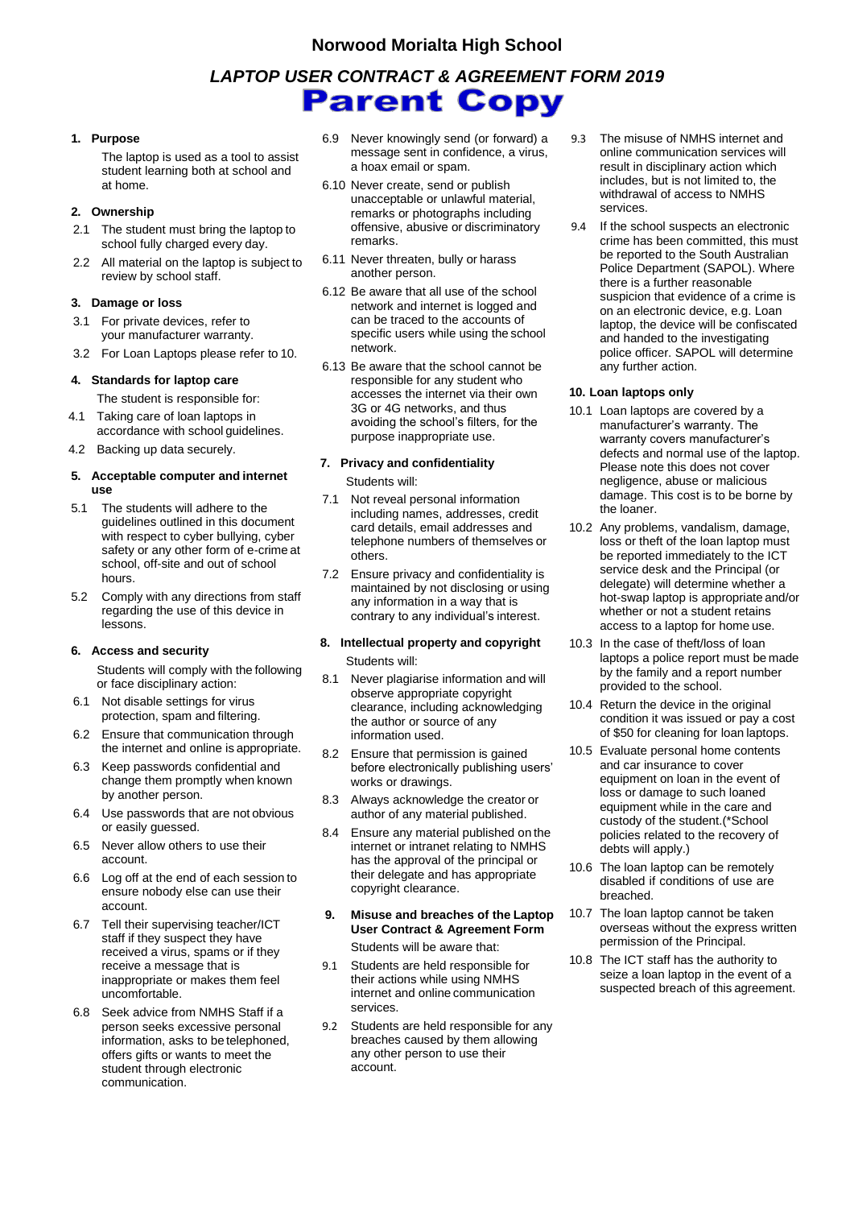# Norwood Morialta High School

## *LAPTOP USER CONTRACT & AGREEMENT FORM 2019*

## Parent Copy

### 1. Purpose

The laptop is used as a tool to assist student learning both at school and at home.

### 2. Ownership

2.1 The student must bring the laptop to school fully charged every day.

2.2 All material on the laptop is subject to review by school staff.

### 3. Damage or loss

3.1 For private devices, refer to your manufacturer warranty.

3.2 For Loan Laptops please refer to 10.

### 4. Standards for laptop care

The student is responsible for:

4.1 Taking care of loan laptops in accordance with school guidelines.

4.2 Backing up data securely.

### 5. Acceptable computer and internet use

5.1 The students will adhere to the guidelines outlined in this document with respect to cyber bullying, cyber safety or any other form of e-crime at school, off-site and out of school hours.

5.2 Comply with any directions from staff regarding the use of this device in lessons.

### 6. Access and security

Students will comply with the following or face disciplinary action:

6.1 Not disable settings for virus protection, spam and filtering.

6.2 Ensure that communication through the internet and online is appropriate.

6.3 Keep passwords confidential and change them promptly when known by another person.

6.4 Use passwords that are not obvious or easily guessed.

6.5 Never allow others to use their account.

6.6 Log off at the end of each session to ensure nobody else can use their account.

6.7 Tell their supervising teacher/ICT staff if they suspect they have received a virus, spams or if they receive a message that is inappropriate or makes them feel uncomfortable.

6.8 Seek advice from NMHS Staff if a person seeks excessive personal information, asks to be telephoned, offers gifts or wants to meet the student through electronic communication.

6.9 Never knowingly send (or forward) a message sent in confidence, a virus, a hoax email or spam.

6.10 Never create, send or publish unacceptable or unlawful material, remarks or photographs including offensive, abusive or discriminatory remarks.

6.11 Never threaten, bully or harass another person.

6.12 Be aware that all use of the school network and internet is logged and can be traced to the accounts of specific users while using the school network.

6.13 Be aware that the school cannot be responsible for any student who accesses the internet via their own 3G or 4G networks, and thus avoiding the school's filters, for the purpose inappropriate use.

### 7. Privacy and confidentiality

Students will:

7.1 Not reveal personal information including names, addresses, credit card details, email addresses and telephone numbers of themselves or others.

7.2 Ensure privacy and confidentiality is maintained by not disclosing or using any information in a way that is contrary to any individual's interest.

### 8. Intellectual property and copyright

Students will:

8.1 Never plagiarise information and will observe appropriate copyright clearance, including acknowledging the author or source of any information used.

8.2 Ensure that permission is gained before electronically publishing users' works or drawings.

8.3 Always acknowledge the creator or author of any material published.

8.4 Ensure any material published on the internet or intranet relating to NMHS has the approval of the principal or their delegate and has appropriate copyright clearance.

### 9. Misuse and breaches of the Laptop User Contract & Agreement Form

Students will be aware that:

9.1 Students are held responsible for their actions while using NMHS internet and online communication services.

9.2 Students are held responsible for any breaches caused by them allowing any other person to use their account.

9.3 The misuse of NMHS internet and online communication services will result in disciplinary action which includes, but is not limited to, the withdrawal of access to NMHS services.

9.4 If the school suspects an electronic crime has been committed, this must be reported to the South Australian Police Department (SAPOL). Where there is a further reasonable suspicion that evidence of a crime is on an electronic device, e.g. Loan laptop, the device will be confiscated and handed to the investigating police officer. SAPOL will determine any further action.

### 10. Loan laptops only

10.1 Loan laptops are covered by a manufacturer's warranty. The warranty covers manufacturer's defects and normal use of the laptop. Please note this does not cover negligence, abuse or malicious damage. This cost is to be borne by the loaner.

10.2 Any problems, vandalism, damage, loss or theft of the loan laptop must be reported immediately to the ICT service desk and the Principal (or delegate) will determine whether a hot-swap laptop is appropriate and/or whether or not a student retains access to a laptop for home use.

10.3 In the case of theft/loss of loan laptops a police report must be made by the family and a report number provided to the school.

10.4 Return the device in the original condition it was issued or pay a cost of $50 for cleaning for loan laptops.

10.5 Evaluate personal home contents and car insurance to cover equipment on loan in the event of loss or damage to such loaned equipment while in the care and custody of the student.(*School policies related to the recovery of debts will apply.)

10.6 The loan laptop can be remotely disabled if conditions of use are breached.

10.7 The loan laptop cannot be taken overseas without the express written permission of the Principal.

10.8 The ICT staff has the authority to seize a loan laptop in the event of a suspected breach of this agreement.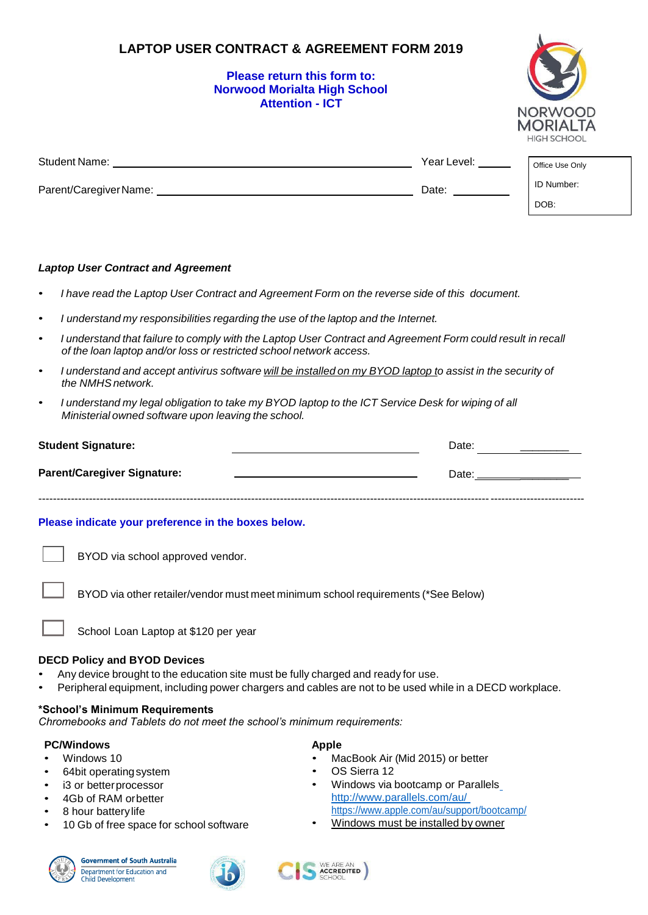# LAPTOP USER CONTRACT & AGREEMENT FORM 2019

**Please return this form to:**
**Norwood Morialta High School**
**Attention - ICT**

NORWOOD MORIALTA HIGH SCHOOL

Student Name: ______________________________ Year Level: ______

Parent/Caregiver Name: ______________________________ Date: ________

| Office Use Only |
| --- |
| ID Number: |
| DOB: |

***Laptop User Contract and Agreement***

- *I have read the Laptop User Contract and Agreement Form on the reverse side of this document.*
- *I understand my responsibilities regarding the use of the laptop and the Internet.*
- *I understand that failure to comply with the Laptop User Contract and Agreement Form could result in recall of the loan laptop and/or loss or restricted school network access.*
- *I understand and accept antivirus software will be installed on my BYOD laptop to assist in the security of the NMHS network.*
- *I understand my legal obligation to take my BYOD laptop to the ICT Service Desk for wiping of all Ministerial owned software upon leaving the school.*

**Student Signature:** ______________________________ Date: ________

**Parent/Caregiver Signature:** ______________________________ Date: ________

---

**Please indicate your preference in the boxes below.**

- [ ] BYOD via school approved vendor.
- [ ] BYOD via other retailer/vendor must meet minimum school requirements (*See Below)
- [ ] School Loan Laptop at $120 per year

**DECD Policy and BYOD Devices**

- Any device brought to the education site must be fully charged and ready for use.
- Peripheral equipment, including power chargers and cables are not to be used while in a DECD workplace.

**\*School's Minimum Requirements**

*Chromebooks and Tablets do not meet the school's minimum requirements:*

**PC/Windows**

- Windows 10
- 64bit operating system
- i3 or better processor
- 4Gb of RAM or better
- 8 hour battery life
- 10 Gb of free space for school software

**Apple**

- MacBook Air (Mid 2015) or better
- OS Sierra 12
- Windows via bootcamp or Parallels
  http://www.parallels.com/au/
  https://www.apple.com/au/support/bootcamp/
- Windows must be installed by owner

Government of South Australia — Department for Education and Child Development

CIS — We are an Accredited School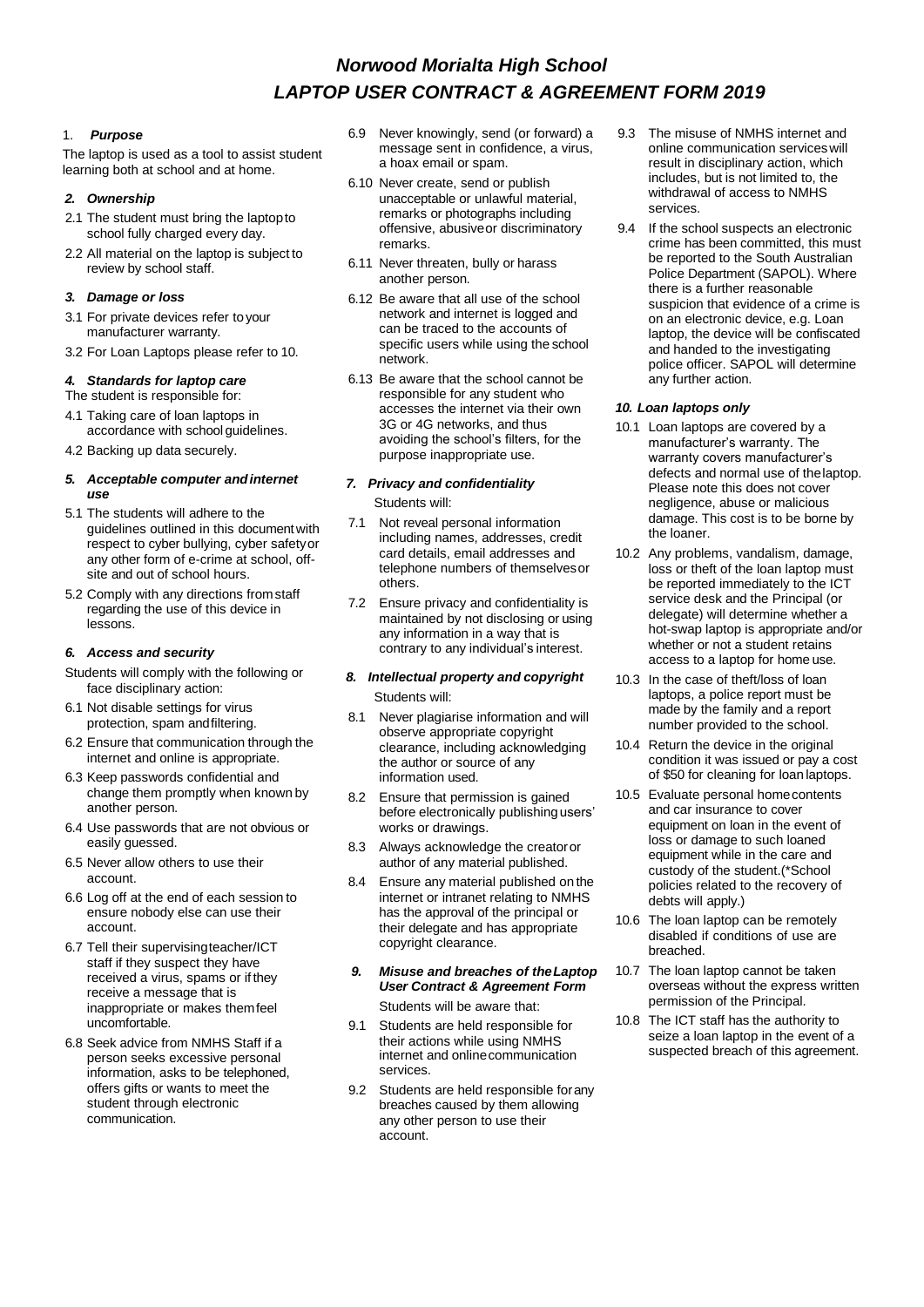# *Norwood Morialta High School*
# *LAPTOP USER CONTRACT & AGREEMENT FORM 2019*

### 1. *Purpose*

The laptop is used as a tool to assist student learning both at school and at home.

### *2. Ownership*

2.1 The student must bring the laptop to school fully charged every day.

2.2 All material on the laptop is subject to review by school staff.

### *3. Damage or loss*

3.1 For private devices refer to your manufacturer warranty.

3.2 For Loan Laptops please refer to 10.

### *4. Standards for laptop care*

The student is responsible for:

4.1 Taking care of loan laptops in accordance with school guidelines.

4.2 Backing up data securely.

### *5. Acceptable computer and internet use*

5.1 The students will adhere to the guidelines outlined in this document with respect to cyber bullying, cyber safety or any other form of e-crime at school, off-site and out of school hours.

5.2 Comply with any directions from staff regarding the use of this device in lessons.

### *6. Access and security*

Students will comply with the following or face disciplinary action:

6.1 Not disable settings for virus protection, spam and filtering.

6.2 Ensure that communication through the internet and online is appropriate.

6.3 Keep passwords confidential and change them promptly when known by another person.

6.4 Use passwords that are not obvious or easily guessed.

6.5 Never allow others to use their account.

6.6 Log off at the end of each session to ensure nobody else can use their account.

6.7 Tell their supervising teacher/ICT staff if they suspect they have received a virus, spams or if they receive a message that is inappropriate or makes them feel uncomfortable.

6.8 Seek advice from NMHS Staff if a person seeks excessive personal information, asks to be telephoned, offers gifts or wants to meet the student through electronic communication.

6.9 Never knowingly, send (or forward) a message sent in confidence, a virus, a hoax email or spam.

6.10 Never create, send or publish unacceptable or unlawful material, remarks or photographs including offensive, abusive or discriminatory remarks.

6.11 Never threaten, bully or harass another person.

6.12 Be aware that all use of the school network and internet is logged and can be traced to the accounts of specific users while using the school network.

6.13 Be aware that the school cannot be responsible for any student who accesses the internet via their own 3G or 4G networks, and thus avoiding the school's filters, for the purpose inappropriate use.

### *7. Privacy and confidentiality*

Students will:

7.1 Not reveal personal information including names, addresses, credit card details, email addresses and telephone numbers of themselves or others.

7.2 Ensure privacy and confidentiality is maintained by not disclosing or using any information in a way that is contrary to any individual's interest.

### *8. Intellectual property and copyright*

Students will:

8.1 Never plagiarise information and will observe appropriate copyright clearance, including acknowledging the author or source of any information used.

8.2 Ensure that permission is gained before electronically publishing users' works or drawings.

8.3 Always acknowledge the creator or author of any material published.

8.4 Ensure any material published on the internet or intranet relating to NMHS has the approval of the principal or their delegate and has appropriate copyright clearance.

### *9. Misuse and breaches of the Laptop User Contract & Agreement Form*

Students will be aware that:

9.1 Students are held responsible for their actions while using NMHS internet and online communication services.

9.2 Students are held responsible for any breaches caused by them allowing any other person to use their account.

9.3 The misuse of NMHS internet and online communication services will result in disciplinary action, which includes, but is not limited to, the withdrawal of access to NMHS services.

9.4 If the school suspects an electronic crime has been committed, this must be reported to the South Australian Police Department (SAPOL). Where there is a further reasonable suspicion that evidence of a crime is on an electronic device, e.g. Loan laptop, the device will be confiscated and handed to the investigating police officer. SAPOL will determine any further action.

### *10. Loan laptops only*

10.1 Loan laptops are covered by a manufacturer's warranty. The warranty covers manufacturer's defects and normal use of the laptop. Please note this does not cover negligence, abuse or malicious damage. This cost is to be borne by the loaner.

10.2 Any problems, vandalism, damage, loss or theft of the loan laptop must be reported immediately to the ICT service desk and the Principal (or delegate) will determine whether a hot-swap laptop is appropriate and/or whether or not a student retains access to a laptop for home use.

10.3 In the case of theft/loss of loan laptops, a police report must be made by the family and a report number provided to the school.

10.4 Return the device in the original condition it was issued or pay a cost of $50 for cleaning for loan laptops.

10.5 Evaluate personal home contents and car insurance to cover equipment on loan in the event of loss or damage to such loaned equipment while in the care and custody of the student.(*School policies related to the recovery of debts will apply.)

10.6 The loan laptop can be remotely disabled if conditions of use are breached.

10.7 The loan laptop cannot be taken overseas without the express written permission of the Principal.

10.8 The ICT staff has the authority to seize a loan laptop in the event of a suspected breach of this agreement.